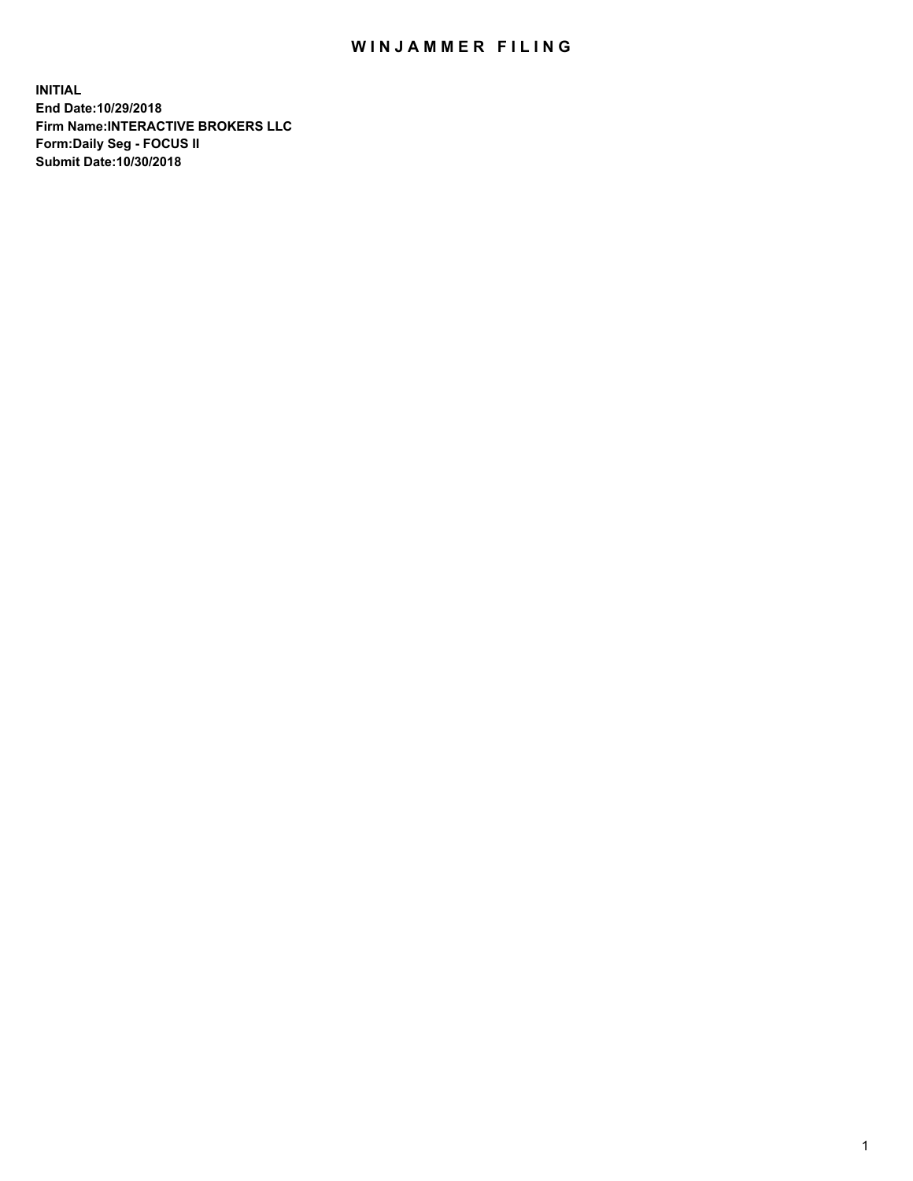# WINJAMMER FILING

**INITIAL**
**End Date:10/29/2018**
**Firm Name:INTERACTIVE BROKERS LLC**
**Form:Daily Seg - FOCUS II**
**Submit Date:10/30/2018**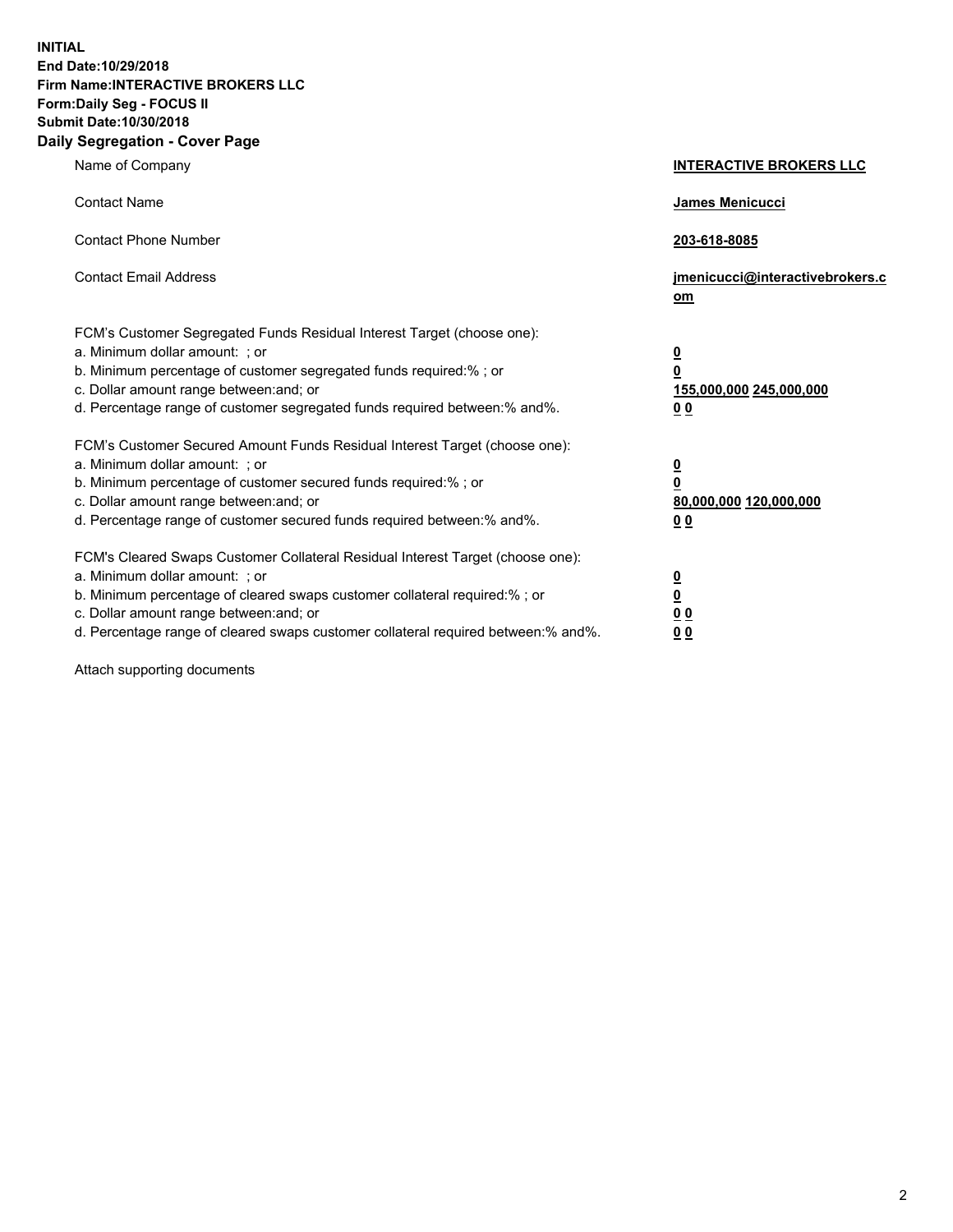**INITIAL**
**End Date:10/29/2018**
**Firm Name:INTERACTIVE BROKERS LLC**
**Form:Daily Seg - FOCUS II**
**Submit Date:10/30/2018**

## Daily Segregation - Cover Page

| | |
|---|---|
| Name of Company | **INTERACTIVE BROKERS LLC** |
| Contact Name | **James Menicucci** |
| Contact Phone Number | **203-618-8085** |
| Contact Email Address | **jmenicucci@interactivebrokers.com** |

FCM's Customer Segregated Funds Residual Interest Target (choose one):

| | |
|---|---|
| a. Minimum dollar amount: ; or | **0** |
| b. Minimum percentage of customer segregated funds required:% ; or | **0** |
| c. Dollar amount range between:and; or | **155,000,000 245,000,000** |
| d. Percentage range of customer segregated funds required between:% and%. | **0 0** |

FCM's Customer Secured Amount Funds Residual Interest Target (choose one):

| | |
|---|---|
| a. Minimum dollar amount: ; or | **0** |
| b. Minimum percentage of customer secured funds required:% ; or | **0** |
| c. Dollar amount range between:and; or | **80,000,000 120,000,000** |
| d. Percentage range of customer secured funds required between:% and%. | **0 0** |

FCM's Cleared Swaps Customer Collateral Residual Interest Target (choose one):

| | |
|---|---|
| a. Minimum dollar amount: ; or | **0** |
| b. Minimum percentage of cleared swaps customer collateral required:% ; or | **0** |
| c. Dollar amount range between:and; or | **0 0** |
| d. Percentage range of cleared swaps customer collateral required between:% and%. | **0 0** |

Attach supporting documents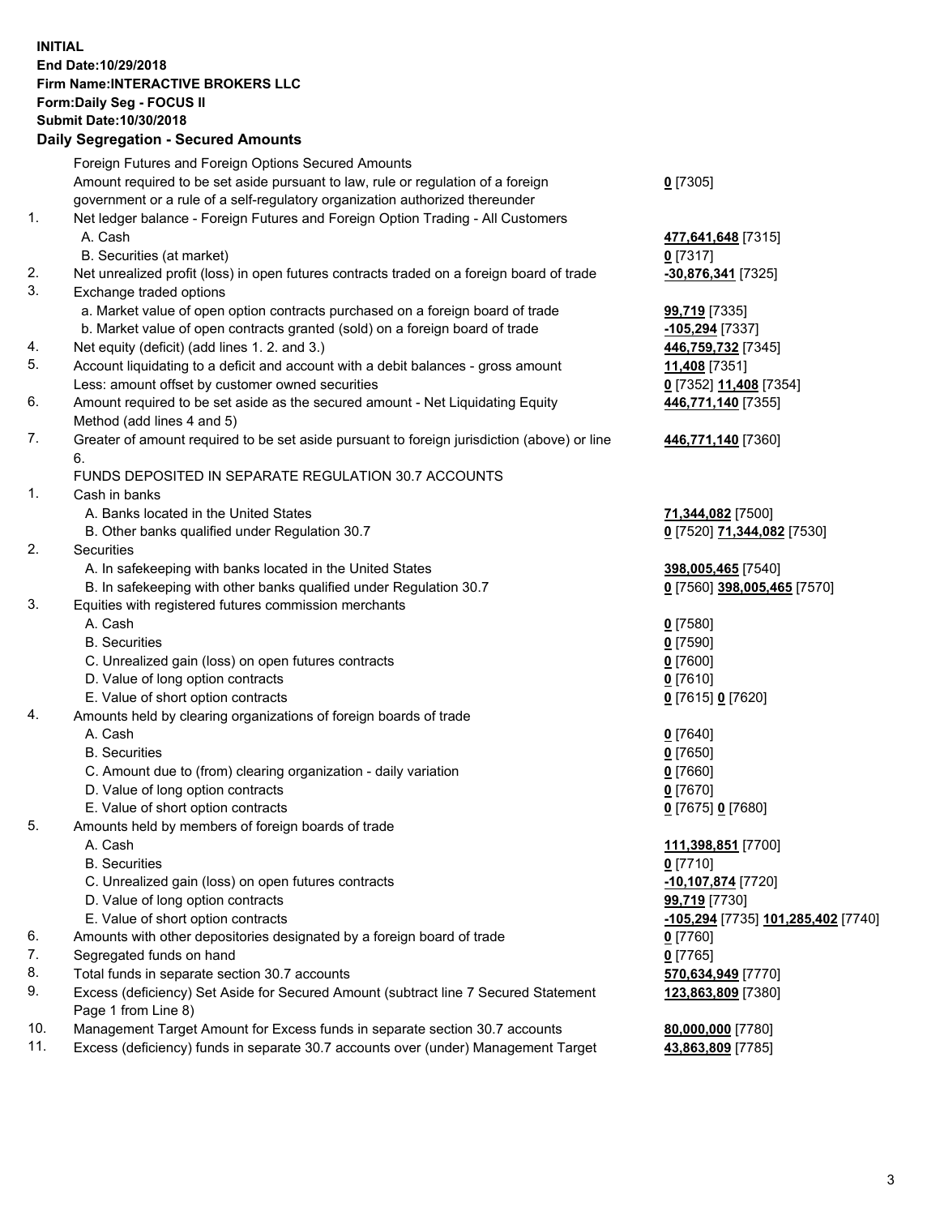**INITIAL**
**End Date:10/29/2018**
**Firm Name:INTERACTIVE BROKERS LLC**
**Form:Daily Seg - FOCUS II**
**Submit Date:10/30/2018**
**Daily Segregation - Secured Amounts**

| | | |
|---|---|---|
| | Foreign Futures and Foreign Options Secured Amounts | |
| | Amount required to be set aside pursuant to law, rule or regulation of a foreign government or a rule of a self-regulatory organization authorized thereunder | **0** [7305] |
| 1. | Net ledger balance - Foreign Futures and Foreign Option Trading - All Customers | |
| | A. Cash | **477,641,648** [7315] |
| | B. Securities (at market) | **0** [7317] |
| 2. | Net unrealized profit (loss) in open futures contracts traded on a foreign board of trade | **-30,876,341** [7325] |
| 3. | Exchange traded options | |
| | a. Market value of open option contracts purchased on a foreign board of trade | **99,719** [7335] |
| | b. Market value of open contracts granted (sold) on a foreign board of trade | **-105,294** [7337] |
| 4. | Net equity (deficit) (add lines 1. 2. and 3.) | **446,759,732** [7345] |
| 5. | Account liquidating to a deficit and account with a debit balances - gross amount | **11,408** [7351] |
| | Less: amount offset by customer owned securities | **0** [7352] **11,408** [7354] |
| 6. | Amount required to be set aside as the secured amount - Net Liquidating Equity Method (add lines 4 and 5) | **446,771,140** [7355] |
| 7. | Greater of amount required to be set aside pursuant to foreign jurisdiction (above) or line 6. | **446,771,140** [7360] |
| | FUNDS DEPOSITED IN SEPARATE REGULATION 30.7 ACCOUNTS | |
| 1. | Cash in banks | |
| | A. Banks located in the United States | **71,344,082** [7500] |
| | B. Other banks qualified under Regulation 30.7 | **0** [7520] **71,344,082** [7530] |
| 2. | Securities | |
| | A. In safekeeping with banks located in the United States | **398,005,465** [7540] |
| | B. In safekeeping with other banks qualified under Regulation 30.7 | **0** [7560] **398,005,465** [7570] |
| 3. | Equities with registered futures commission merchants | |
| | A. Cash | **0** [7580] |
| | B. Securities | **0** [7590] |
| | C. Unrealized gain (loss) on open futures contracts | **0** [7600] |
| | D. Value of long option contracts | **0** [7610] |
| | E. Value of short option contracts | **0** [7615] **0** [7620] |
| 4. | Amounts held by clearing organizations of foreign boards of trade | |
| | A. Cash | **0** [7640] |
| | B. Securities | **0** [7650] |
| | C. Amount due to (from) clearing organization - daily variation | **0** [7660] |
| | D. Value of long option contracts | **0** [7670] |
| | E. Value of short option contracts | **0** [7675] **0** [7680] |
| 5. | Amounts held by members of foreign boards of trade | |
| | A. Cash | **111,398,851** [7700] |
| | B. Securities | **0** [7710] |
| | C. Unrealized gain (loss) on open futures contracts | **-10,107,874** [7720] |
| | D. Value of long option contracts | **99,719** [7730] |
| | E. Value of short option contracts | **-105,294** [7735] **101,285,402** [7740] |
| 6. | Amounts with other depositories designated by a foreign board of trade | **0** [7760] |
| 7. | Segregated funds on hand | **0** [7765] |
| 8. | Total funds in separate section 30.7 accounts | **570,634,949** [7770] |
| 9. | Excess (deficiency) Set Aside for Secured Amount (subtract line 7 Secured Statement Page 1 from Line 8) | **123,863,809** [7380] |
| 10. | Management Target Amount for Excess funds in separate section 30.7 accounts | **80,000,000** [7780] |
| 11. | Excess (deficiency) funds in separate 30.7 accounts over (under) Management Target | **43,863,809** [7785] |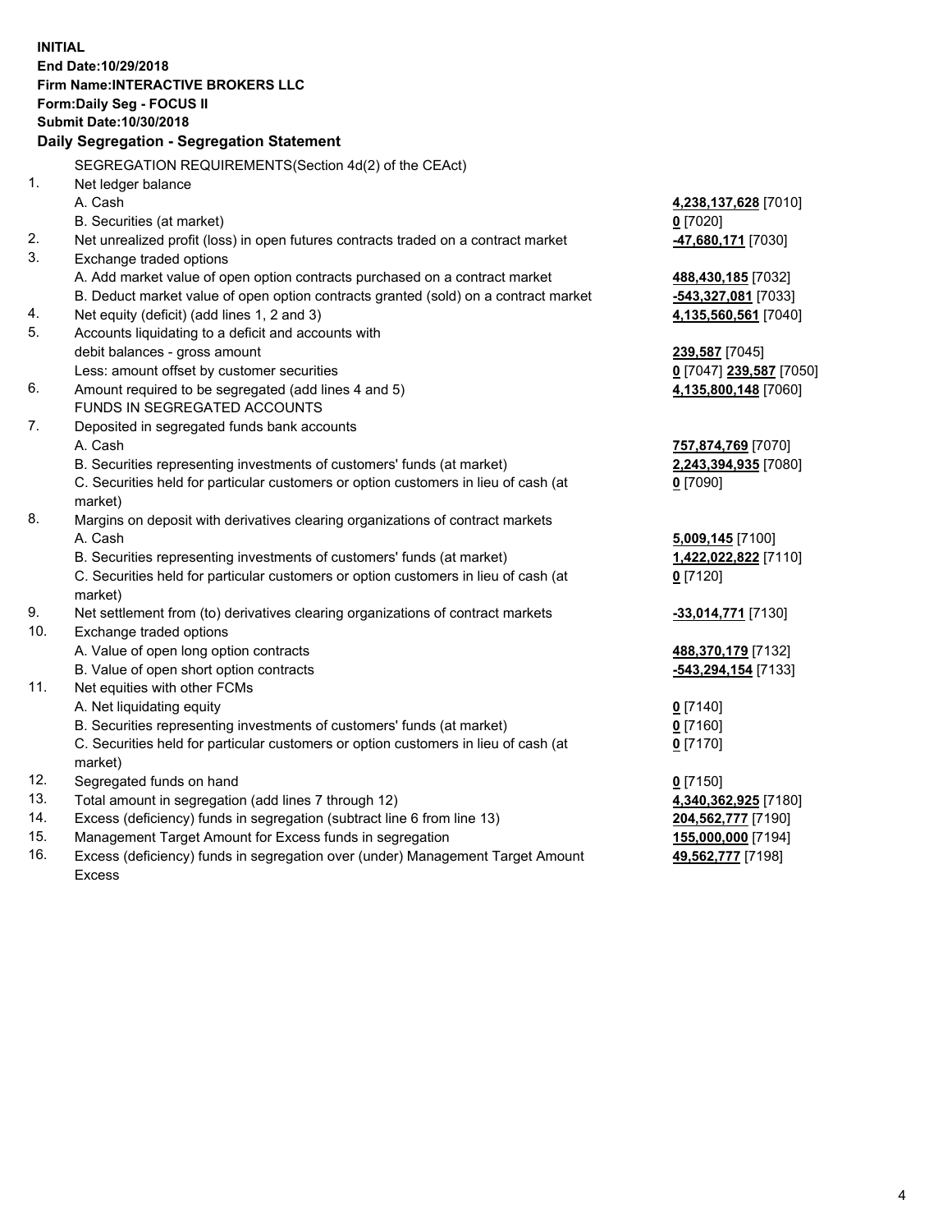**INITIAL**
**End Date:10/29/2018**
**Firm Name:INTERACTIVE BROKERS LLC**
**Form:Daily Seg - FOCUS II**
**Submit Date:10/30/2018**

## Daily Segregation - Segregation Statement

SEGREGATION REQUIREMENTS(Section 4d(2) of the CEAct)

| | | |
|---|---|---|
| 1. | Net ledger balance | |
| | A. Cash | **4,238,137,628** [7010] |
| | B. Securities (at market) | **0** [7020] |
| 2. | Net unrealized profit (loss) in open futures contracts traded on a contract market | **-47,680,171** [7030] |
| 3. | Exchange traded options | |
| | A. Add market value of open option contracts purchased on a contract market | **488,430,185** [7032] |
| | B. Deduct market value of open option contracts granted (sold) on a contract market | **-543,327,081** [7033] |
| 4. | Net equity (deficit) (add lines 1, 2 and 3) | **4,135,560,561** [7040] |
| 5. | Accounts liquidating to a deficit and accounts with debit balances - gross amount | **239,587** [7045] |
| | Less: amount offset by customer securities | **0** [7047] **239,587** [7050] |
| 6. | Amount required to be segregated (add lines 4 and 5) | **4,135,800,148** [7060] |
| | FUNDS IN SEGREGATED ACCOUNTS | |
| 7. | Deposited in segregated funds bank accounts | |
| | A. Cash | **757,874,769** [7070] |
| | B. Securities representing investments of customers' funds (at market) | **2,243,394,935** [7080] |
| | C. Securities held for particular customers or option customers in lieu of cash (at market) | **0** [7090] |
| 8. | Margins on deposit with derivatives clearing organizations of contract markets | |
| | A. Cash | **5,009,145** [7100] |
| | B. Securities representing investments of customers' funds (at market) | **1,422,022,822** [7110] |
| | C. Securities held for particular customers or option customers in lieu of cash (at market) | **0** [7120] |
| 9. | Net settlement from (to) derivatives clearing organizations of contract markets | **-33,014,771** [7130] |
| 10. | Exchange traded options | |
| | A. Value of open long option contracts | **488,370,179** [7132] |
| | B. Value of open short option contracts | **-543,294,154** [7133] |
| 11. | Net equities with other FCMs | |
| | A. Net liquidating equity | **0** [7140] |
| | B. Securities representing investments of customers' funds (at market) | **0** [7160] |
| | C. Securities held for particular customers or option customers in lieu of cash (at market) | **0** [7170] |
| 12. | Segregated funds on hand | **0** [7150] |
| 13. | Total amount in segregation (add lines 7 through 12) | **4,340,362,925** [7180] |
| 14. | Excess (deficiency) funds in segregation (subtract line 6 from line 13) | **204,562,777** [7190] |
| 15. | Management Target Amount for Excess funds in segregation | **155,000,000** [7194] |
| 16. | Excess (deficiency) funds in segregation over (under) Management Target Amount Excess | **49,562,777** [7198] |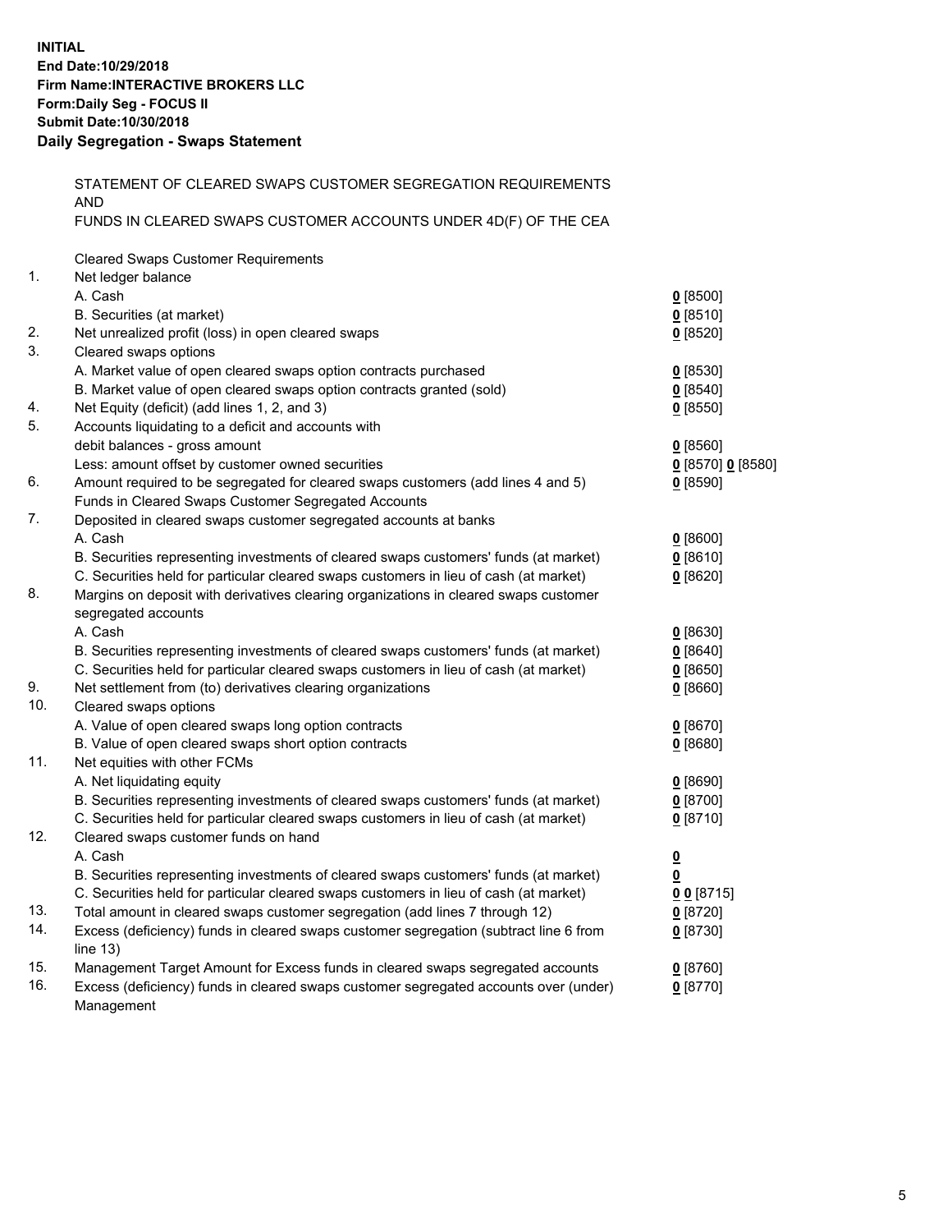**INITIAL**
**End Date:10/29/2018**
**Firm Name:INTERACTIVE BROKERS LLC**
**Form:Daily Seg - FOCUS II**
**Submit Date:10/30/2018**
**Daily Segregation - Swaps Statement**

STATEMENT OF CLEARED SWAPS CUSTOMER SEGREGATION REQUIREMENTS AND FUNDS IN CLEARED SWAPS CUSTOMER ACCOUNTS UNDER 4D(F) OF THE CEA

| | | |
|---|---|---|
| | Cleared Swaps Customer Requirements | |
| 1. | Net ledger balance | |
| | A. Cash | 0 [8500] |
| | B. Securities (at market) | 0 [8510] |
| 2. | Net unrealized profit (loss) in open cleared swaps | 0 [8520] |
| 3. | Cleared swaps options | |
| | A. Market value of open cleared swaps option contracts purchased | 0 [8530] |
| | B. Market value of open cleared swaps option contracts granted (sold) | 0 [8540] |
| 4. | Net Equity (deficit) (add lines 1, 2, and 3) | 0 [8550] |
| 5. | Accounts liquidating to a deficit and accounts with debit balances - gross amount | 0 [8560] |
| | Less: amount offset by customer owned securities | 0 [8570] 0 [8580] |
| 6. | Amount required to be segregated for cleared swaps customers (add lines 4 and 5) | 0 [8590] |
| | Funds in Cleared Swaps Customer Segregated Accounts | |
| 7. | Deposited in cleared swaps customer segregated accounts at banks | |
| | A. Cash | 0 [8600] |
| | B. Securities representing investments of cleared swaps customers' funds (at market) | 0 [8610] |
| | C. Securities held for particular cleared swaps customers in lieu of cash (at market) | 0 [8620] |
| 8. | Margins on deposit with derivatives clearing organizations in cleared swaps customer segregated accounts | |
| | A. Cash | 0 [8630] |
| | B. Securities representing investments of cleared swaps customers' funds (at market) | 0 [8640] |
| | C. Securities held for particular cleared swaps customers in lieu of cash (at market) | 0 [8650] |
| 9. | Net settlement from (to) derivatives clearing organizations | 0 [8660] |
| 10. | Cleared swaps options | |
| | A. Value of open cleared swaps long option contracts | 0 [8670] |
| | B. Value of open cleared swaps short option contracts | 0 [8680] |
| 11. | Net equities with other FCMs | |
| | A. Net liquidating equity | 0 [8690] |
| | B. Securities representing investments of cleared swaps customers' funds (at market) | 0 [8700] |
| | C. Securities held for particular cleared swaps customers in lieu of cash (at market) | 0 [8710] |
| 12. | Cleared swaps customer funds on hand | |
| | A. Cash | 0 |
| | B. Securities representing investments of cleared swaps customers' funds (at market) | 0 |
| | C. Securities held for particular cleared swaps customers in lieu of cash (at market) | 0 0 [8715] |
| 13. | Total amount in cleared swaps customer segregation (add lines 7 through 12) | 0 [8720] |
| 14. | Excess (deficiency) funds in cleared swaps customer segregation (subtract line 6 from line 13) | 0 [8730] |
| 15. | Management Target Amount for Excess funds in cleared swaps segregated accounts | 0 [8760] |
| 16. | Excess (deficiency) funds in cleared swaps customer segregated accounts over (under) Management | 0 [8770] |